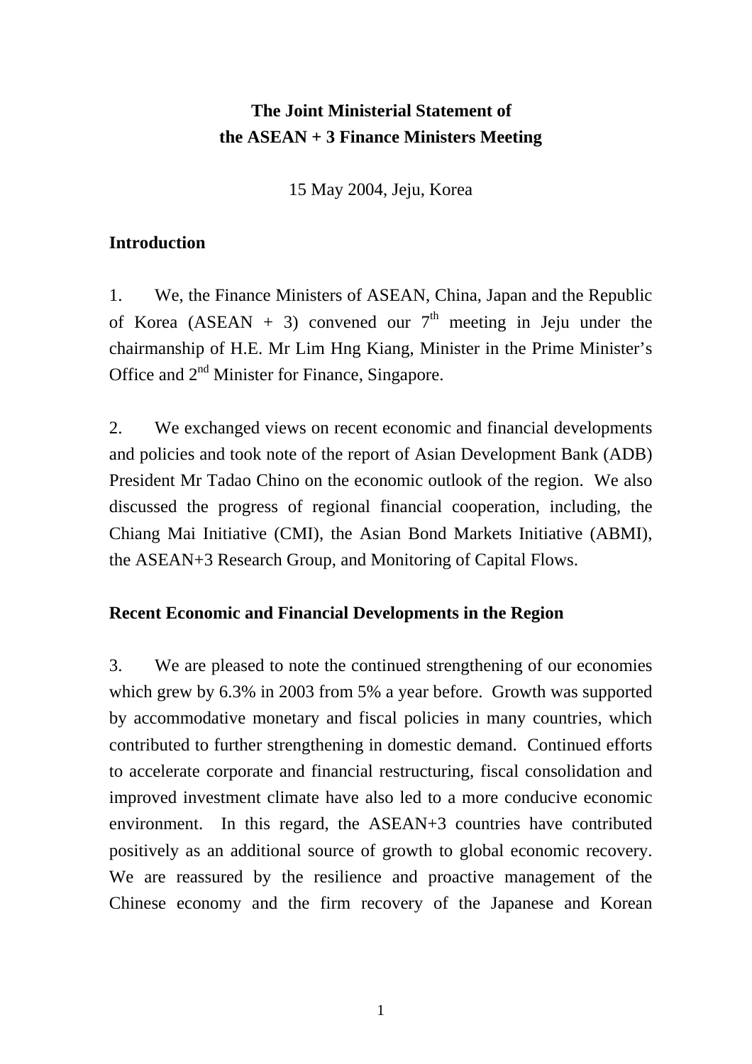# The Joint Ministerial Statement of the ASEAN + 3 Finance Ministers Meeting

15 May 2004, Jeju, Korea

## Introduction

1. We, the Finance Ministers of ASEAN, China, Japan and the Republic of Korea (ASEAN + 3) convened our 7th meeting in Jeju under the chairmanship of H.E. Mr Lim Hng Kiang, Minister in the Prime Minister's Office and 2nd Minister for Finance, Singapore.

2. We exchanged views on recent economic and financial developments and policies and took note of the report of Asian Development Bank (ADB) President Mr Tadao Chino on the economic outlook of the region. We also discussed the progress of regional financial cooperation, including, the Chiang Mai Initiative (CMI), the Asian Bond Markets Initiative (ABMI), the ASEAN+3 Research Group, and Monitoring of Capital Flows.

## Recent Economic and Financial Developments in the Region

3. We are pleased to note the continued strengthening of our economies which grew by 6.3% in 2003 from 5% a year before. Growth was supported by accommodative monetary and fiscal policies in many countries, which contributed to further strengthening in domestic demand. Continued efforts to accelerate corporate and financial restructuring, fiscal consolidation and improved investment climate have also led to a more conducive economic environment. In this regard, the ASEAN+3 countries have contributed positively as an additional source of growth to global economic recovery. We are reassured by the resilience and proactive management of the Chinese economy and the firm recovery of the Japanese and Korean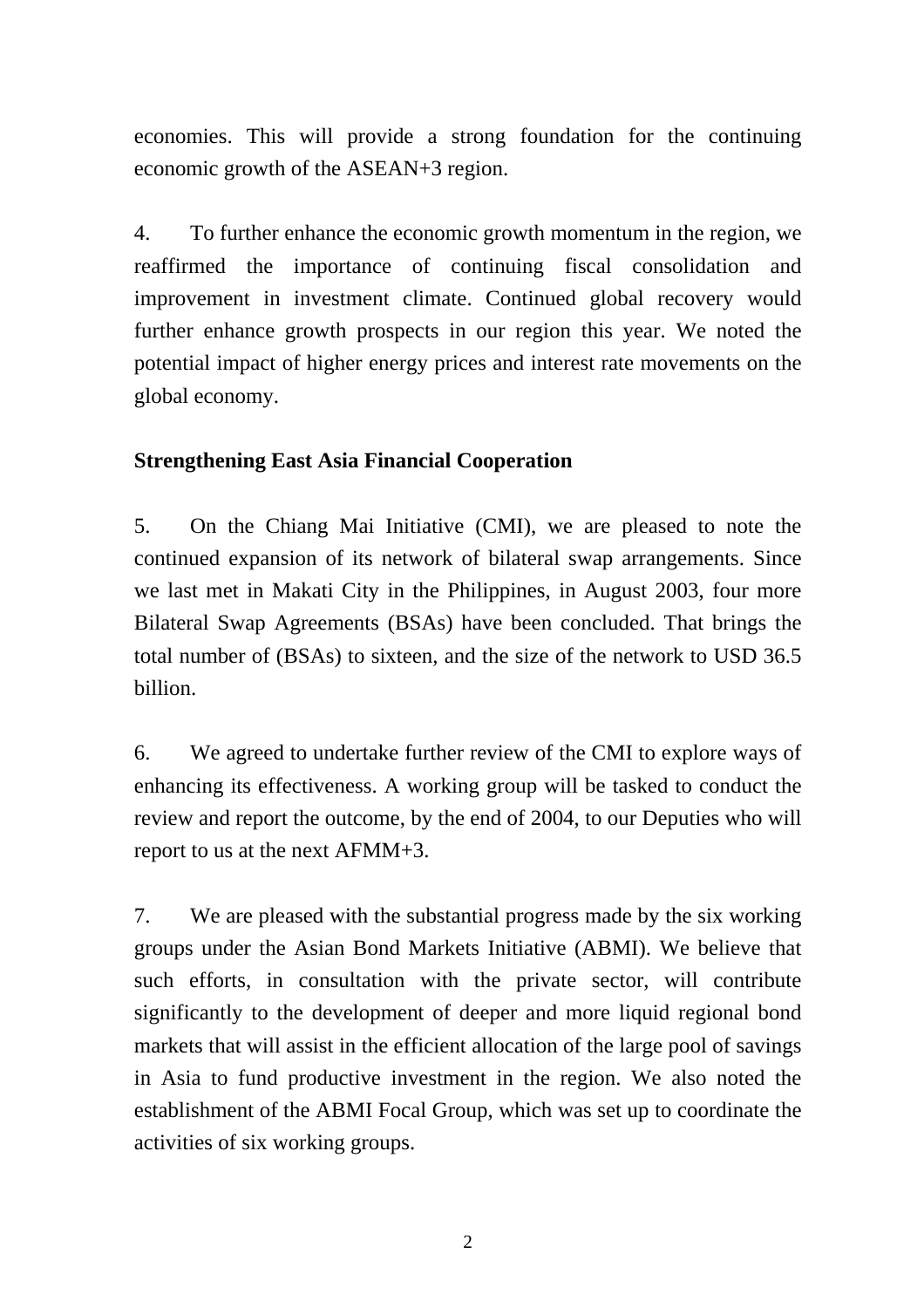economies. This will provide a strong foundation for the continuing economic growth of the ASEAN+3 region.

4. To further enhance the economic growth momentum in the region, we reaffirmed the importance of continuing fiscal consolidation and improvement in investment climate. Continued global recovery would further enhance growth prospects in our region this year. We noted the potential impact of higher energy prices and interest rate movements on the global economy.

**Strengthening East Asia Financial Cooperation**

5. On the Chiang Mai Initiative (CMI), we are pleased to note the continued expansion of its network of bilateral swap arrangements. Since we last met in Makati City in the Philippines, in August 2003, four more Bilateral Swap Agreements (BSAs) have been concluded. That brings the total number of (BSAs) to sixteen, and the size of the network to USD 36.5 billion.

6. We agreed to undertake further review of the CMI to explore ways of enhancing its effectiveness. A working group will be tasked to conduct the review and report the outcome, by the end of 2004, to our Deputies who will report to us at the next AFMM+3.

7. We are pleased with the substantial progress made by the six working groups under the Asian Bond Markets Initiative (ABMI). We believe that such efforts, in consultation with the private sector, will contribute significantly to the development of deeper and more liquid regional bond markets that will assist in the efficient allocation of the large pool of savings in Asia to fund productive investment in the region. We also noted the establishment of the ABMI Focal Group, which was set up to coordinate the activities of six working groups.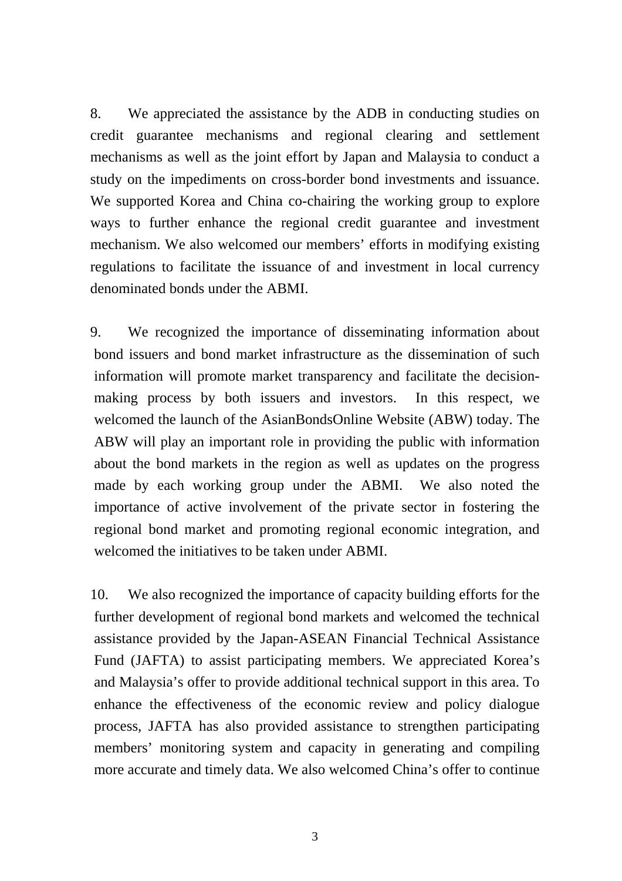8. We appreciated the assistance by the ADB in conducting studies on credit guarantee mechanisms and regional clearing and settlement mechanisms as well as the joint effort by Japan and Malaysia to conduct a study on the impediments on cross-border bond investments and issuance. We supported Korea and China co-chairing the working group to explore ways to further enhance the regional credit guarantee and investment mechanism. We also welcomed our members' efforts in modifying existing regulations to facilitate the issuance of and investment in local currency denominated bonds under the ABMI.

9. We recognized the importance of disseminating information about bond issuers and bond market infrastructure as the dissemination of such information will promote market transparency and facilitate the decision-making process by both issuers and investors. In this respect, we welcomed the launch of the AsianBondsOnline Website (ABW) today. The ABW will play an important role in providing the public with information about the bond markets in the region as well as updates on the progress made by each working group under the ABMI. We also noted the importance of active involvement of the private sector in fostering the regional bond market and promoting regional economic integration, and welcomed the initiatives to be taken under ABMI.

10. We also recognized the importance of capacity building efforts for the further development of regional bond markets and welcomed the technical assistance provided by the Japan-ASEAN Financial Technical Assistance Fund (JAFTA) to assist participating members. We appreciated Korea's and Malaysia's offer to provide additional technical support in this area. To enhance the effectiveness of the economic review and policy dialogue process, JAFTA has also provided assistance to strengthen participating members' monitoring system and capacity in generating and compiling more accurate and timely data. We also welcomed China's offer to continue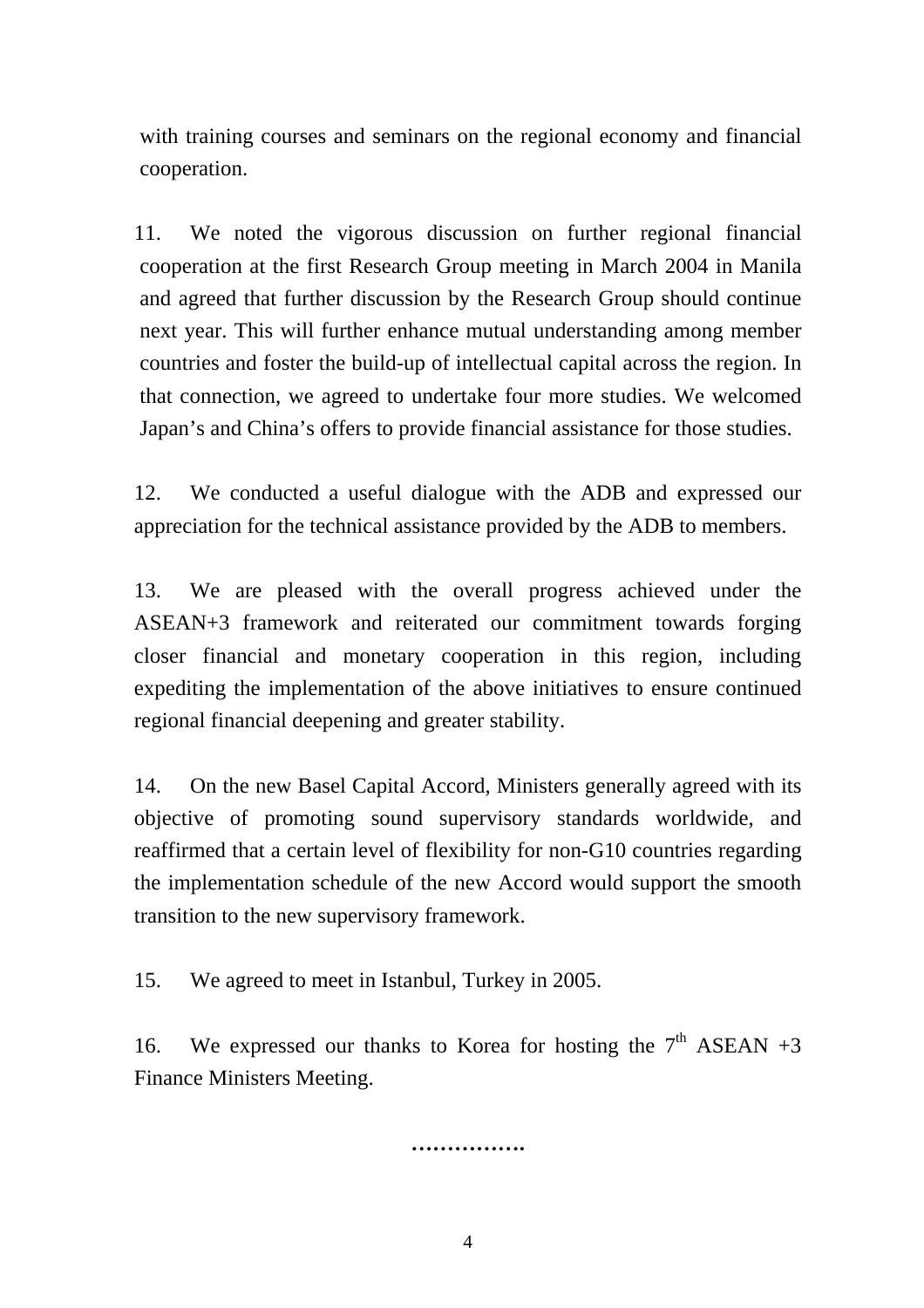with training courses and seminars on the regional economy and financial cooperation.

11. We noted the vigorous discussion on further regional financial cooperation at the first Research Group meeting in March 2004 in Manila and agreed that further discussion by the Research Group should continue next year. This will further enhance mutual understanding among member countries and foster the build-up of intellectual capital across the region. In that connection, we agreed to undertake four more studies. We welcomed Japan's and China's offers to provide financial assistance for those studies.

12. We conducted a useful dialogue with the ADB and expressed our appreciation for the technical assistance provided by the ADB to members.

13. We are pleased with the overall progress achieved under the ASEAN+3 framework and reiterated our commitment towards forging closer financial and monetary cooperation in this region, including expediting the implementation of the above initiatives to ensure continued regional financial deepening and greater stability.

14. On the new Basel Capital Accord, Ministers generally agreed with its objective of promoting sound supervisory standards worldwide, and reaffirmed that a certain level of flexibility for non-G10 countries regarding the implementation schedule of the new Accord would support the smooth transition to the new supervisory framework.

15. We agreed to meet in Istanbul, Turkey in 2005.

16. We expressed our thanks to Korea for hosting the 7th ASEAN +3 Finance Ministers Meeting.

…………….